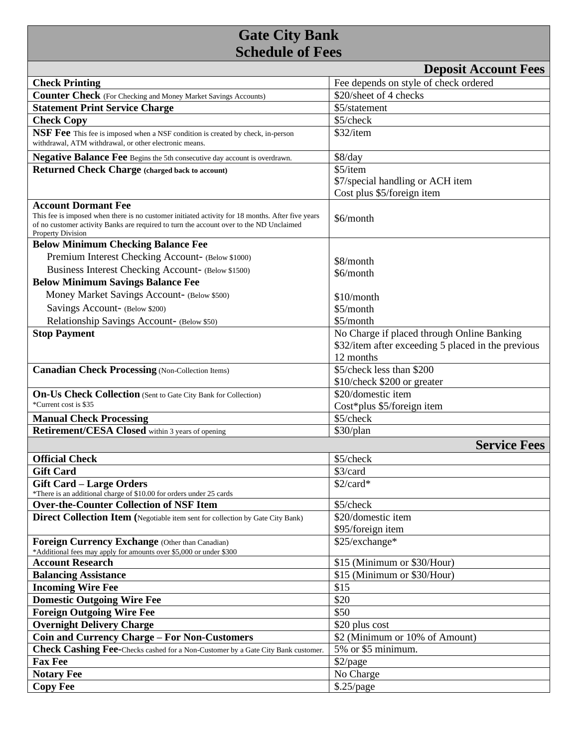# Gate City Bank
# Schedule of Fees

| Deposit Account Fees | |
|---|---|
| **Check Printing** | Fee depends on style of check ordered |
| **Counter Check** (For Checking and Money Market Savings Accounts) | $20/sheet of 4 checks |
| **Statement Print Service Charge** | $5/statement |
| **Check Copy** | $5/check |
| **NSF Fee** This fee is imposed when a NSF condition is created by check, in-person withdrawal, ATM withdrawal, or other electronic means. | $32/item |
| **Negative Balance Fee** Begins the 5th consecutive day account is overdrawn. | $8/day |
| **Returned Check Charge** **(charged back to account)** | $5/item<br>$7/special handling or ACH item<br>Cost plus $5/foreign item |
| **Account Dormant Fee**<br>This fee is imposed when there is no customer initiated activity for 18 months. After five years of no customer activity Banks are required to turn the account over to the ND Unclaimed Property Division | $6/month |
| **Below Minimum Checking Balance Fee**<br>Premium Interest Checking Account- (Below $1000)<br>Business Interest Checking Account- (Below $1500)<br>**Below Minimum Savings Balance Fee**<br>Money Market Savings Account- (Below $500)<br>Savings Account- (Below $200)<br>Relationship Savings Account- (Below $50) | <br>$8/month<br>$6/month<br><br>$10/month<br>$5/month<br>$5/month |
| **Stop Payment** | No Charge if placed through Online Banking<br>$32/item after exceeding 5 placed in the previous 12 months |
| **Canadian Check Processing** (Non-Collection Items) | $5/check less than $200<br>$10/check $200 or greater |
| **On-Us Check Collection** (Sent to Gate City Bank for Collection)<br>*Current cost is $35 | $20/domestic item<br>Cost*plus $5/foreign item |
| **Manual Check Processing** | $5/check |
| **Retirement/CESA Closed** within 3 years of opening | $30/plan |

| Service Fees | |
|---|---|
| **Official Check** | $5/check |
| **Gift Card** | $3/card |
| **Gift Card – Large Orders**<br>*There is an additional charge of $10.00 for orders under 25 cards | $2/card* |
| **Over-the-Counter Collection of NSF Item** | $5/check |
| **Direct Collection Item (**Negotiable item sent for collection by Gate City Bank) | $20/domestic item<br>$95/foreign item |
| **Foreign Currency Exchange** (Other than Canadian)<br>*Additional fees may apply for amounts over $5,000 or under $300 | $25/exchange* |
| **Account Research** | $15 (Minimum or $30/Hour) |
| **Balancing Assistance** | $15 (Minimum or $30/Hour) |
| **Incoming Wire Fee** | $15 |
| **Domestic Outgoing Wire Fee** | $20 |
| **Foreign Outgoing Wire Fee** | $50 |
| **Overnight Delivery Charge** | $20 plus cost |
| **Coin and Currency Charge – For Non-Customers** | $2 (Minimum or 10% of Amount) |
| **Check Cashing Fee-**Checks cashed for a Non-Customer by a Gate City Bank customer. | 5% or $5 minimum. |
| **Fax Fee** | $2/page |
| **Notary Fee** | No Charge |
| **Copy Fee** | $.25/page |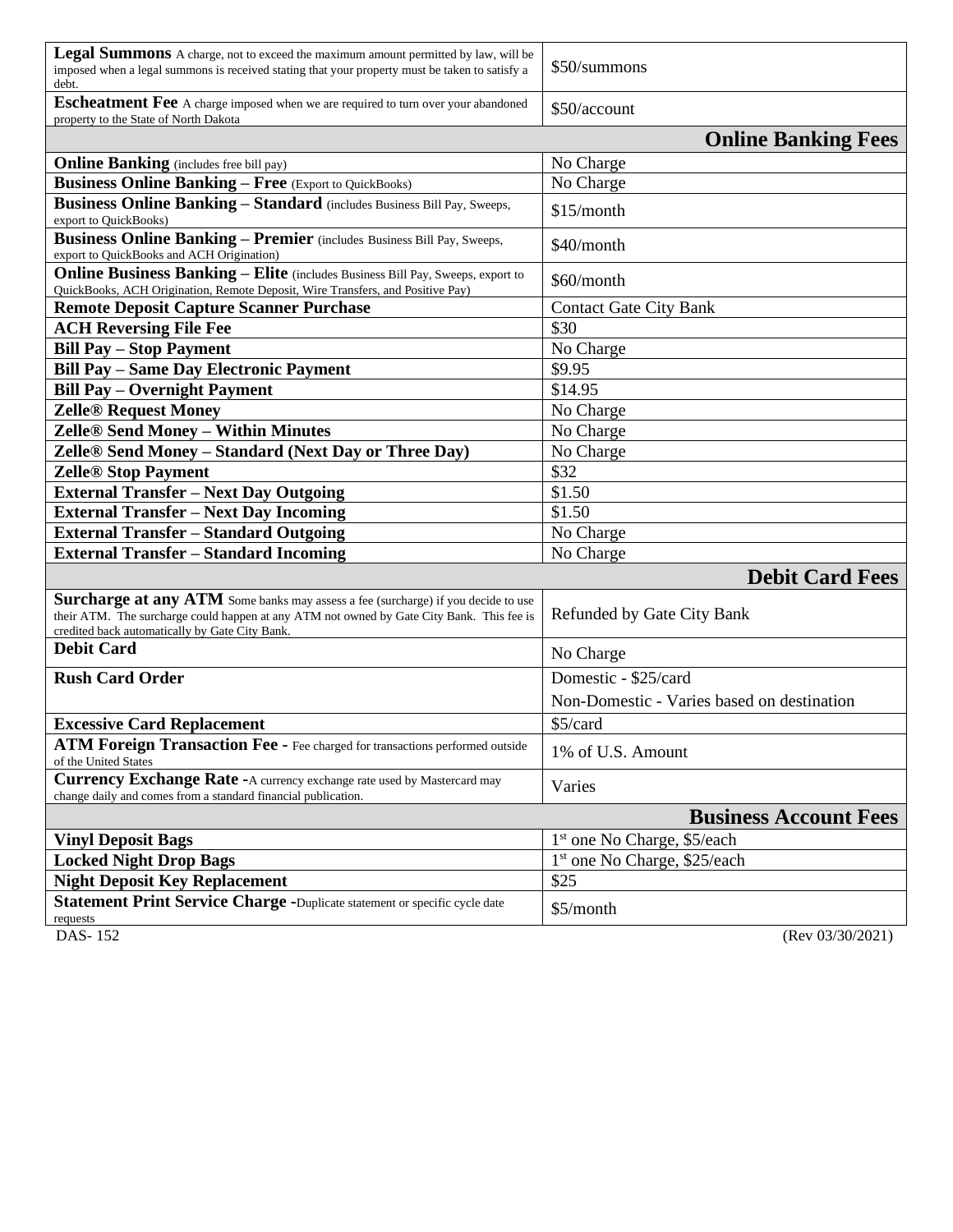| | |
|---|---|
| **Legal Summons** A charge, not to exceed the maximum amount permitted by law, will be imposed when a legal summons is received stating that your property must be taken to satisfy a debt. | $50/summons |
| **Escheatment Fee** A charge imposed when we are required to turn over your abandoned property to the State of North Dakota | $50/account |
| | **Online Banking Fees** |
| **Online Banking** (includes free bill pay) | No Charge |
| **Business Online Banking – Free** (Export to QuickBooks) | No Charge |
| **Business Online Banking – Standard** (includes Business Bill Pay, Sweeps, export to QuickBooks) | $15/month |
| **Business Online Banking – Premier** (includes Business Bill Pay, Sweeps, export to QuickBooks and ACH Origination) | $40/month |
| **Online Business Banking – Elite** (includes Business Bill Pay, Sweeps, export to QuickBooks, ACH Origination, Remote Deposit, Wire Transfers, and Positive Pay) | $60/month |
| **Remote Deposit Capture Scanner Purchase** | Contact Gate City Bank |
| **ACH Reversing File Fee** | $30 |
| **Bill Pay – Stop Payment** | No Charge |
| **Bill Pay – Same Day Electronic Payment** | $9.95 |
| **Bill Pay – Overnight Payment** | $14.95 |
| **Zelle® Request Money** | No Charge |
| **Zelle® Send Money – Within Minutes** | No Charge |
| **Zelle® Send Money – Standard (Next Day or Three Day)** | No Charge |
| **Zelle® Stop Payment** | $32 |
| **External Transfer – Next Day Outgoing** | $1.50 |
| **External Transfer – Next Day Incoming** | $1.50 |
| **External Transfer – Standard Outgoing** | No Charge |
| **External Transfer – Standard Incoming** | No Charge |
| | **Debit Card Fees** |
| **Surcharge at any ATM** Some banks may assess a fee (surcharge) if you decide to use their ATM. The surcharge could happen at any ATM not owned by Gate City Bank. This fee is credited back automatically by Gate City Bank. | Refunded by Gate City Bank |
| **Debit Card** | No Charge |
| **Rush Card Order** | Domestic - $25/card<br>Non-Domestic - Varies based on destination |
| **Excessive Card Replacement** | $5/card |
| **ATM Foreign Transaction Fee** - Fee charged for transactions performed outside of the United States | 1% of U.S. Amount |
| **Currency Exchange Rate** - A currency exchange rate used by Mastercard may change daily and comes from a standard financial publication. | Varies |
| | **Business Account Fees** |
| **Vinyl Deposit Bags** | 1st one No Charge, $5/each |
| **Locked Night Drop Bags** | 1st one No Charge, $25/each |
| **Night Deposit Key Replacement** | $25 |
| **Statement Print Service Charge** - Duplicate statement or specific cycle date requests | $5/month |

DAS- 152 (Rev 03/30/2021)